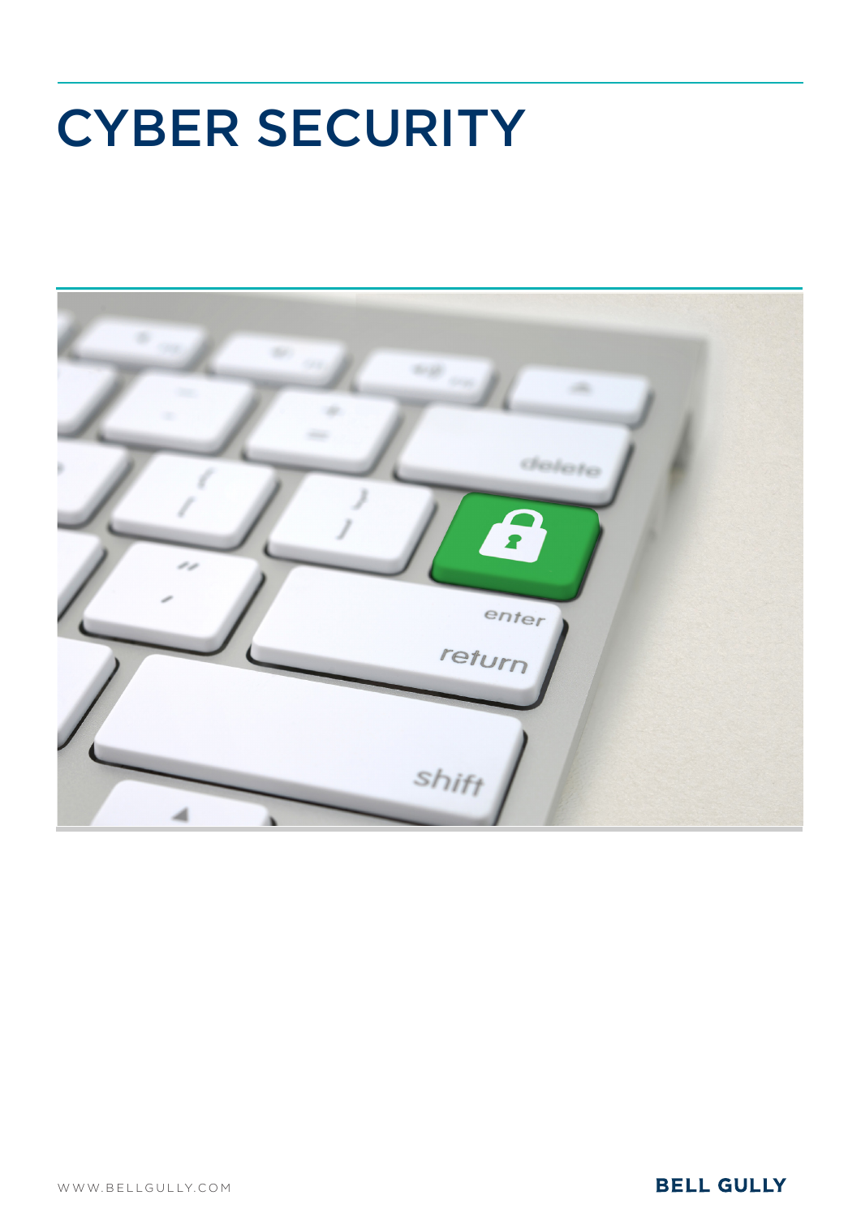# CYBER SECURITY

WWW.BELLGULLY.COM

BELL GULLY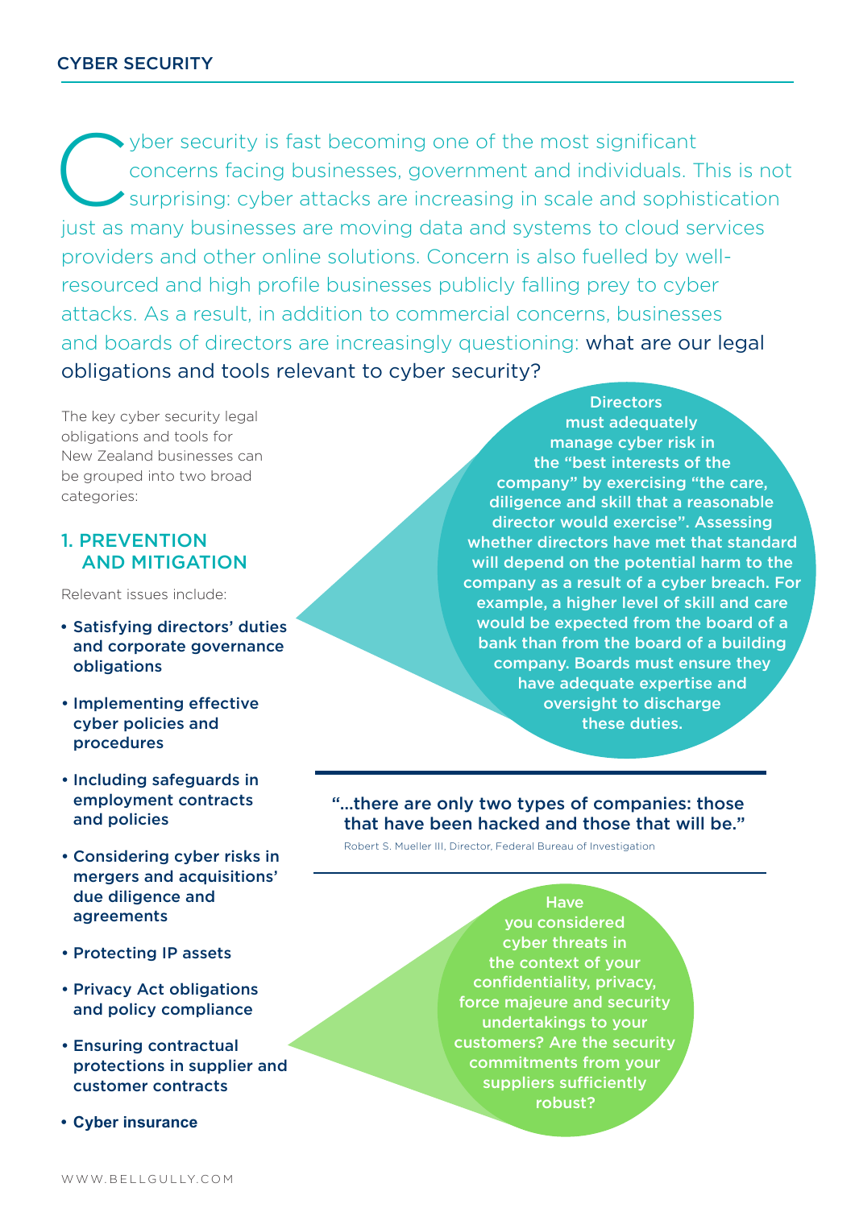## CYBER SECURITY

Cyber security is fast becoming one of the most significant concerns facing businesses, government and individuals. This is not surprising: cyber attacks are increasing in scale and sophistication just as many businesses are moving data and systems to cloud services providers and other online solutions. Concern is also fuelled by well-resourced and high profile businesses publicly falling prey to cyber attacks. As a result, in addition to commercial concerns, businesses and boards of directors are increasingly questioning: **what are our legal obligations and tools relevant to cyber security?**

The key cyber security legal obligations and tools for New Zealand businesses can be grouped into two broad categories:

### 1. PREVENTION AND MITIGATION

Relevant issues include:

- **Satisfying directors' duties and corporate governance obligations**
- **Implementing effective cyber policies and procedures**
- **Including safeguards in employment contracts and policies**
- **Considering cyber risks in mergers and acquisitions' due diligence and agreements**
- **Protecting IP assets**
- **Privacy Act obligations and policy compliance**
- **Ensuring contractual protections in supplier and customer contracts**
- **Cyber insurance**

**Directors must adequately manage cyber risk in the "best interests of the company" by exercising "the care, diligence and skill that a reasonable director would exercise". Assessing whether directors have met that standard will depend on the potential harm to the company as a result of a cyber breach. For example, a higher level of skill and care would be expected from the board of a bank than from the board of a building company. Boards must ensure they have adequate expertise and oversight to discharge these duties.**

> **"...there are only two types of companies: those that have been hacked and those that will be."**
>
> Robert S. Mueller III, Director, Federal Bureau of Investigation

**Have you considered cyber threats in the context of your confidentiality, privacy, force majeure and security undertakings to your customers? Are the security commitments from your suppliers sufficiently robust?**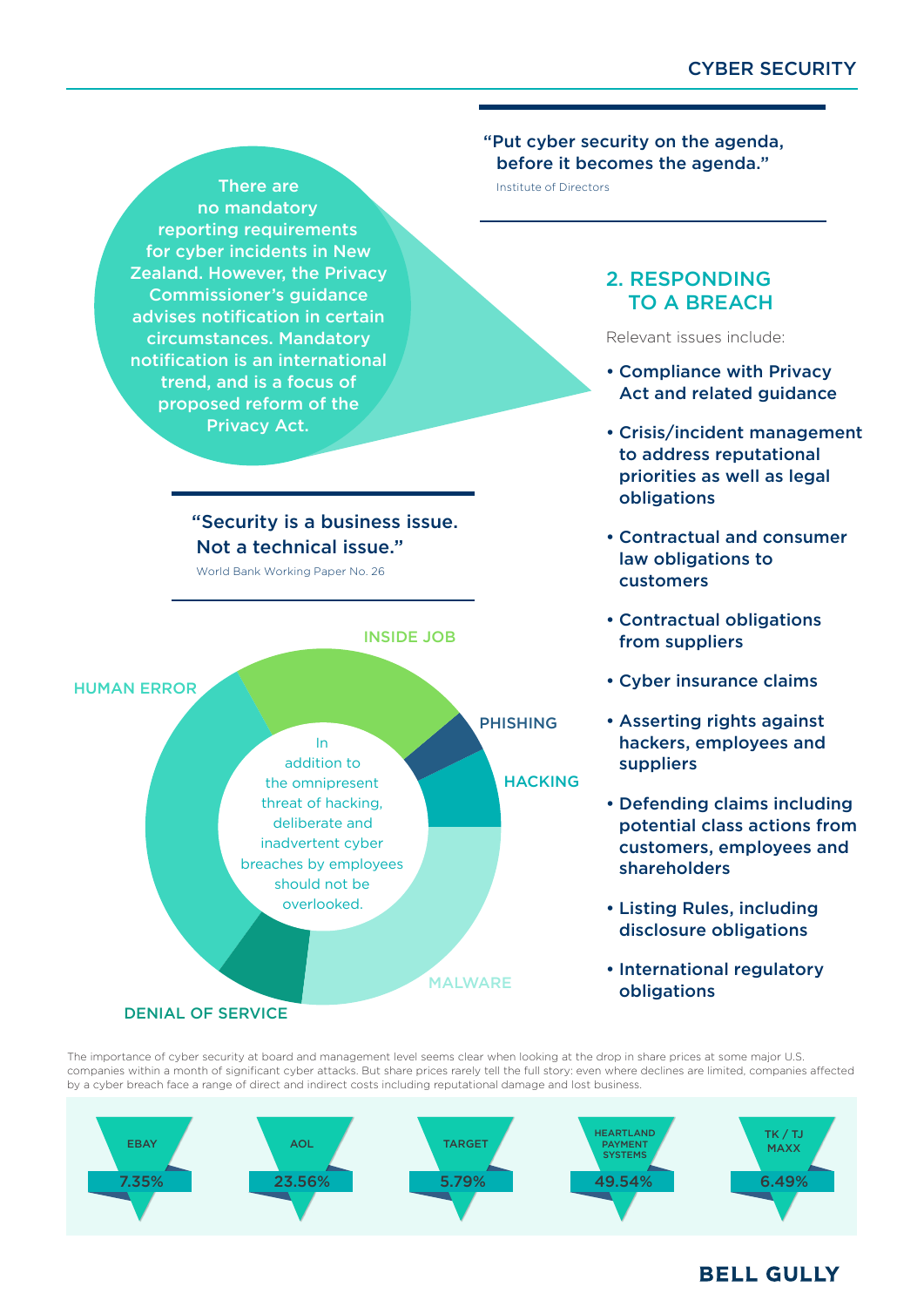"Put cyber security on the agenda, before it becomes the agenda."

Institute of Directors

There are no mandatory reporting requirements for cyber incidents in New Zealand. However, the Privacy Commissioner's guidance advises notification in certain circumstances. Mandatory notification is an international trend, and is a focus of proposed reform of the Privacy Act.

"Security is a business issue. Not a technical issue."

World Bank Working Paper No. 26

INSIDE JOB

HUMAN ERROR

PHISHING

HACKING

MALWARE

DENIAL OF SERVICE

In addition to the omnipresent threat of hacking, deliberate and inadvertent cyber breaches by employees should not be overlooked.

## 2. RESPONDING TO A BREACH

Relevant issues include:

- **Compliance with Privacy Act and related guidance**
- **Crisis/incident management to address reputational priorities as well as legal obligations**
- **Contractual and consumer law obligations to customers**
- **Contractual obligations from suppliers**
- **Cyber insurance claims**
- **Asserting rights against hackers, employees and suppliers**
- **Defending claims including potential class actions from customers, employees and shareholders**
- **Listing Rules, including disclosure obligations**
- **International regulatory obligations**

The importance of cyber security at board and management level seems clear when looking at the drop in share prices at some major U.S. companies within a month of significant cyber attacks. But share prices rarely tell the full story: even where declines are limited, companies affected by a cyber breach face a range of direct and indirect costs including reputational damage and lost business.

| EBAY | AOL | TARGET | HEARTLAND PAYMENT SYSTEMS | TK / TJ MAXX |
|---|---|---|---|---|
| 7.35% | 23.56% | 5.79% | 49.54% | 6.49% |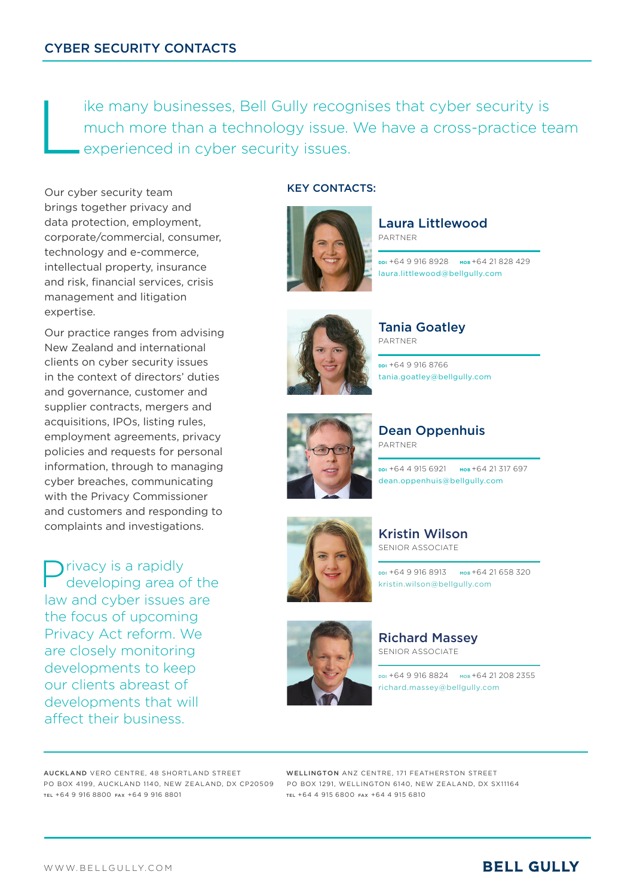## CYBER SECURITY CONTACTS

Like many businesses, Bell Gully recognises that cyber security is much more than a technology issue. We have a cross-practice team experienced in cyber security issues.

Our cyber security team brings together privacy and data protection, employment, corporate/commercial, consumer, technology and e-commerce, intellectual property, insurance and risk, financial services, crisis management and litigation expertise.

Our practice ranges from advising New Zealand and international clients on cyber security issues in the context of directors' duties and governance, customer and supplier contracts, mergers and acquisitions, IPOs, listing rules, employment agreements, privacy policies and requests for personal information, through to managing cyber breaches, communicating with the Privacy Commissioner and customers and responding to complaints and investigations.

Privacy is a rapidly developing area of the law and cyber issues are the focus of upcoming Privacy Act reform. We are closely monitoring developments to keep our clients abreast of developments that will affect their business.

### KEY CONTACTS:

**Laura Littlewood**
PARTNER
DDI +64 9 916 8928 MOB +64 21 828 429
laura.littlewood@bellgully.com

**Tania Goatley**
PARTNER
DDI +64 9 916 8766
tania.goatley@bellgully.com

**Dean Oppenhuis**
PARTNER
DDI +64 4 915 6921 MOB +64 21 317 697
dean.oppenhuis@bellgully.com

**Kristin Wilson**
SENIOR ASSOCIATE
DDI +64 9 916 8913 MOB +64 21 658 320
kristin.wilson@bellgully.com

**Richard Massey**
SENIOR ASSOCIATE
DDI +64 9 916 8824 MOB +64 21 208 2355
richard.massey@bellgully.com

**AUCKLAND** VERO CENTRE, 48 SHORTLAND STREET
PO BOX 4199, AUCKLAND 1140, NEW ZEALAND, DX CP20509
TEL +64 9 916 8800 FAX +64 9 916 8801

**WELLINGTON** ANZ CENTRE, 171 FEATHERSTON STREET
PO BOX 1291, WELLINGTON 6140, NEW ZEALAND, DX SX11164
TEL +64 4 915 6800 FAX +64 4 915 6810

WWW.BELLGULLY.COM

**BELL GULLY**